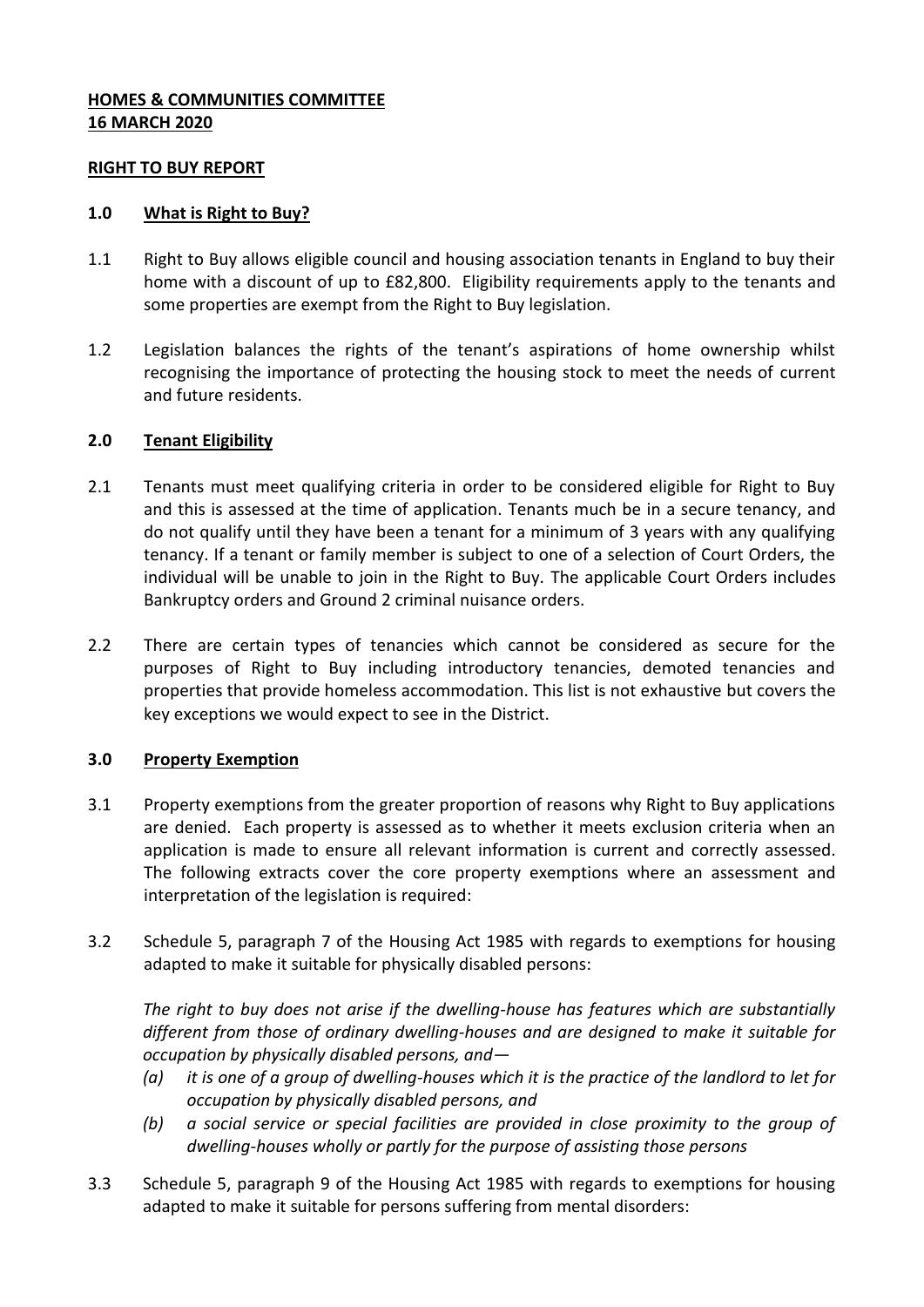**HOMES & COMMUNITIES COMMITTEE**
**16 MARCH 2020**

**RIGHT TO BUY REPORT**

## 1.0 What is Right to Buy?

1.1 Right to Buy allows eligible council and housing association tenants in England to buy their home with a discount of up to £82,800. Eligibility requirements apply to the tenants and some properties are exempt from the Right to Buy legislation.

1.2 Legislation balances the rights of the tenant's aspirations of home ownership whilst recognising the importance of protecting the housing stock to meet the needs of current and future residents.

## 2.0 Tenant Eligibility

2.1 Tenants must meet qualifying criteria in order to be considered eligible for Right to Buy and this is assessed at the time of application. Tenants much be in a secure tenancy, and do not qualify until they have been a tenant for a minimum of 3 years with any qualifying tenancy. If a tenant or family member is subject to one of a selection of Court Orders, the individual will be unable to join in the Right to Buy. The applicable Court Orders includes Bankruptcy orders and Ground 2 criminal nuisance orders.

2.2 There are certain types of tenancies which cannot be considered as secure for the purposes of Right to Buy including introductory tenancies, demoted tenancies and properties that provide homeless accommodation. This list is not exhaustive but covers the key exceptions we would expect to see in the District.

## 3.0 Property Exemption

3.1 Property exemptions from the greater proportion of reasons why Right to Buy applications are denied. Each property is assessed as to whether it meets exclusion criteria when an application is made to ensure all relevant information is current and correctly assessed. The following extracts cover the core property exemptions where an assessment and interpretation of the legislation is required:

3.2 Schedule 5, paragraph 7 of the Housing Act 1985 with regards to exemptions for housing adapted to make it suitable for physically disabled persons:

*The right to buy does not arise if the dwelling-house has features which are substantially different from those of ordinary dwelling-houses and are designed to make it suitable for occupation by physically disabled persons, and—*

- *(a) it is one of a group of dwelling-houses which it is the practice of the landlord to let for occupation by physically disabled persons, and*
- *(b) a social service or special facilities are provided in close proximity to the group of dwelling-houses wholly or partly for the purpose of assisting those persons*

3.3 Schedule 5, paragraph 9 of the Housing Act 1985 with regards to exemptions for housing adapted to make it suitable for persons suffering from mental disorders: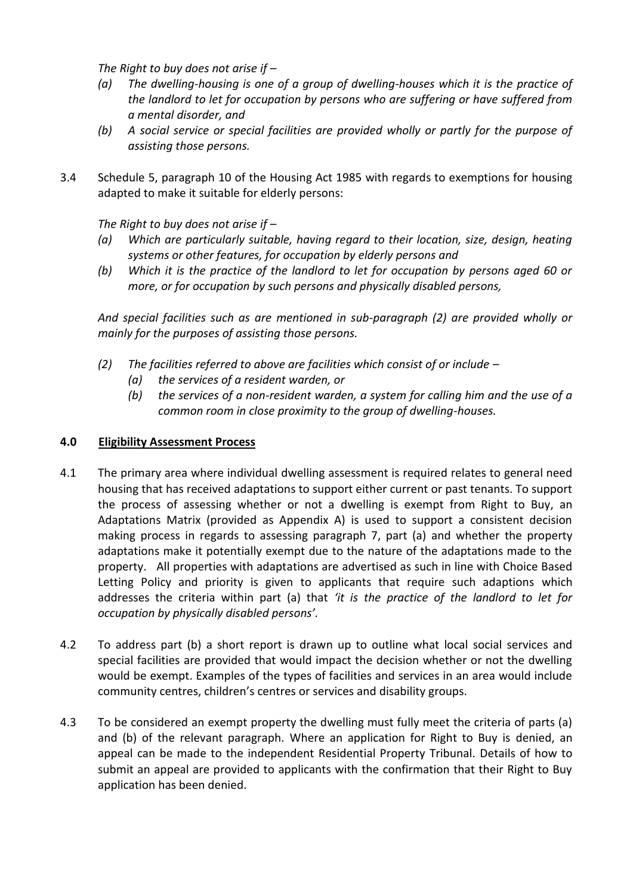*The Right to buy does not arise if –*

*(a) The dwelling-housing is one of a group of dwelling-houses which it is the practice of the landlord to let for occupation by persons who are suffering or have suffered from a mental disorder, and*

*(b) A social service or special facilities are provided wholly or partly for the purpose of assisting those persons.*

3.4 Schedule 5, paragraph 10 of the Housing Act 1985 with regards to exemptions for housing adapted to make it suitable for elderly persons:

*The Right to buy does not arise if –*

*(a) Which are particularly suitable, having regard to their location, size, design, heating systems or other features, for occupation by elderly persons and*

*(b) Which it is the practice of the landlord to let for occupation by persons aged 60 or more, or for occupation by such persons and physically disabled persons,*

*And special facilities such as are mentioned in sub-paragraph (2) are provided wholly or mainly for the purposes of assisting those persons.*

*(2) The facilities referred to above are facilities which consist of or include –*

*(a) the services of a resident warden, or*

*(b) the services of a non-resident warden, a system for calling him and the use of a common room in close proximity to the group of dwelling-houses.*

## 4.0 Eligibility Assessment Process

4.1 The primary area where individual dwelling assessment is required relates to general need housing that has received adaptations to support either current or past tenants. To support the process of assessing whether or not a dwelling is exempt from Right to Buy, an Adaptations Matrix (provided as Appendix A) is used to support a consistent decision making process in regards to assessing paragraph 7, part (a) and whether the property adaptations make it potentially exempt due to the nature of the adaptations made to the property. All properties with adaptations are advertised as such in line with Choice Based Letting Policy and priority is given to applicants that require such adaptions which addresses the criteria within part (a) that *'it is the practice of the landlord to let for occupation by physically disabled persons'.*

4.2 To address part (b) a short report is drawn up to outline what local social services and special facilities are provided that would impact the decision whether or not the dwelling would be exempt. Examples of the types of facilities and services in an area would include community centres, children's centres or services and disability groups.

4.3 To be considered an exempt property the dwelling must fully meet the criteria of parts (a) and (b) of the relevant paragraph. Where an application for Right to Buy is denied, an appeal can be made to the independent Residential Property Tribunal. Details of how to submit an appeal are provided to applicants with the confirmation that their Right to Buy application has been denied.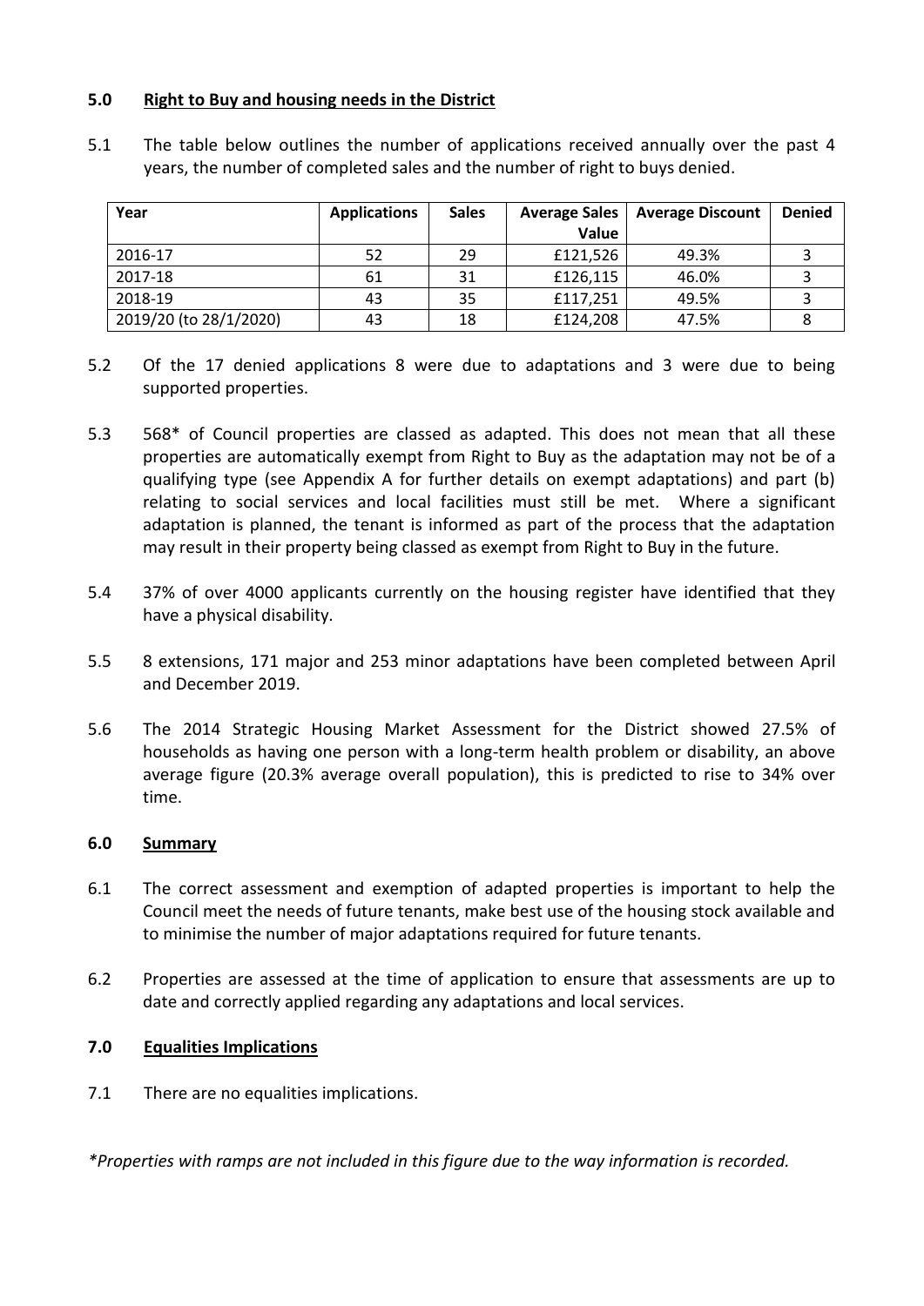## 5.0 Right to Buy and housing needs in the District

5.1 The table below outlines the number of applications received annually over the past 4 years, the number of completed sales and the number of right to buys denied.

| Year | Applications | Sales | Average Sales Value | Average Discount | Denied |
|---|---|---|---|---|---|
| 2016-17 | 52 | 29 | £121,526 | 49.3% | 3 |
| 2017-18 | 61 | 31 | £126,115 | 46.0% | 3 |
| 2018-19 | 43 | 35 | £117,251 | 49.5% | 3 |
| 2019/20 (to 28/1/2020) | 43 | 18 | £124,208 | 47.5% | 8 |

5.2 Of the 17 denied applications 8 were due to adaptations and 3 were due to being supported properties.

5.3 568* of Council properties are classed as adapted. This does not mean that all these properties are automatically exempt from Right to Buy as the adaptation may not be of a qualifying type (see Appendix A for further details on exempt adaptations) and part (b) relating to social services and local facilities must still be met. Where a significant adaptation is planned, the tenant is informed as part of the process that the adaptation may result in their property being classed as exempt from Right to Buy in the future.

5.4 37% of over 4000 applicants currently on the housing register have identified that they have a physical disability.

5.5 8 extensions, 171 major and 253 minor adaptations have been completed between April and December 2019.

5.6 The 2014 Strategic Housing Market Assessment for the District showed 27.5% of households as having one person with a long-term health problem or disability, an above average figure (20.3% average overall population), this is predicted to rise to 34% over time.

## 6.0 Summary

6.1 The correct assessment and exemption of adapted properties is important to help the Council meet the needs of future tenants, make best use of the housing stock available and to minimise the number of major adaptations required for future tenants.

6.2 Properties are assessed at the time of application to ensure that assessments are up to date and correctly applied regarding any adaptations and local services.

## 7.0 Equalities Implications

7.1 There are no equalities implications.

*\*Properties with ramps are not included in this figure due to the way information is recorded.*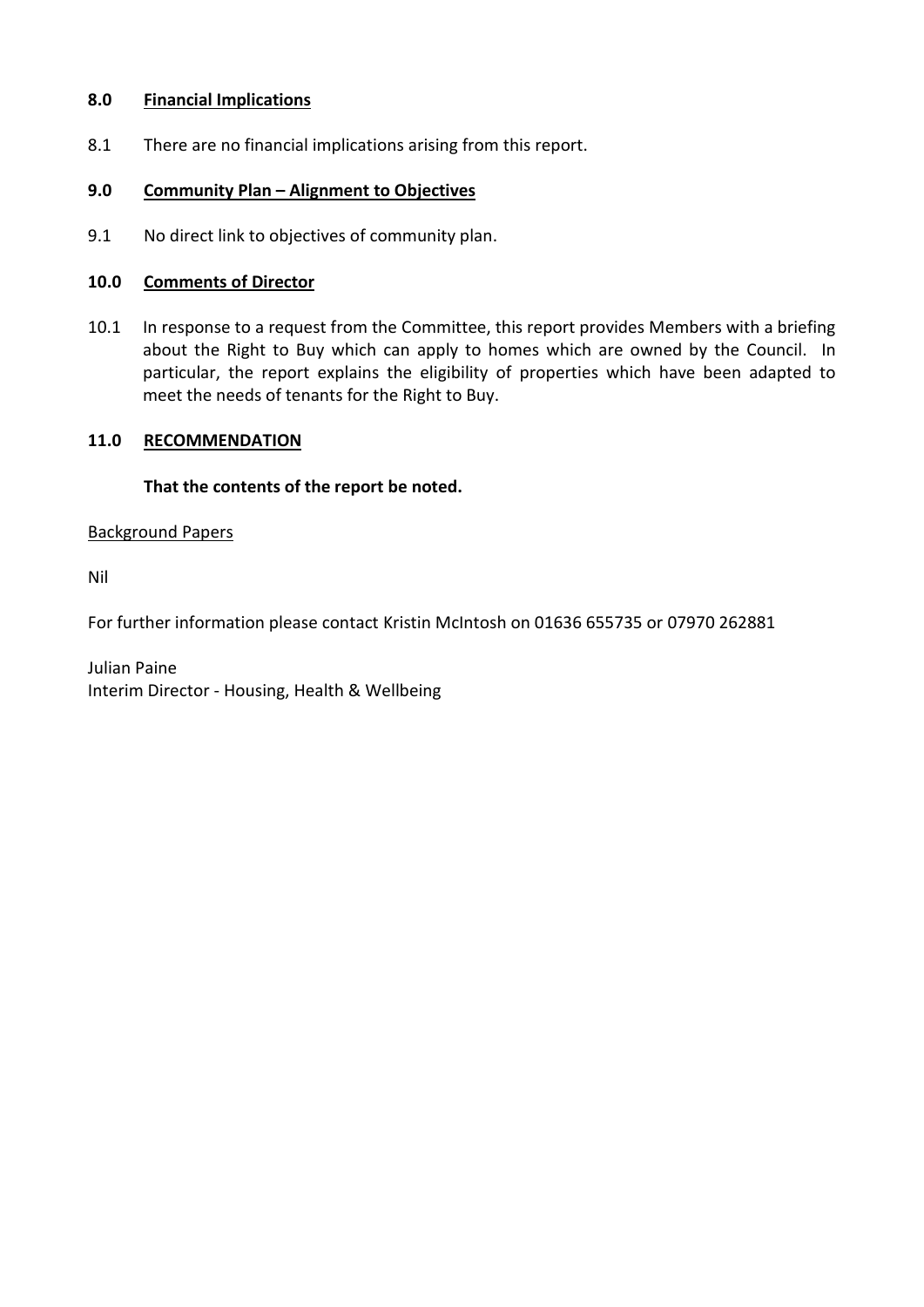## 8.0 Financial Implications

8.1 There are no financial implications arising from this report.

## 9.0 Community Plan – Alignment to Objectives

9.1 No direct link to objectives of community plan.

## 10.0 Comments of Director

10.1 In response to a request from the Committee, this report provides Members with a briefing about the Right to Buy which can apply to homes which are owned by the Council. In particular, the report explains the eligibility of properties which have been adapted to meet the needs of tenants for the Right to Buy.

## 11.0 RECOMMENDATION

**That the contents of the report be noted.**

Background Papers

Nil

For further information please contact Kristin McIntosh on 01636 655735 or 07970 262881

Julian Paine
Interim Director - Housing, Health & Wellbeing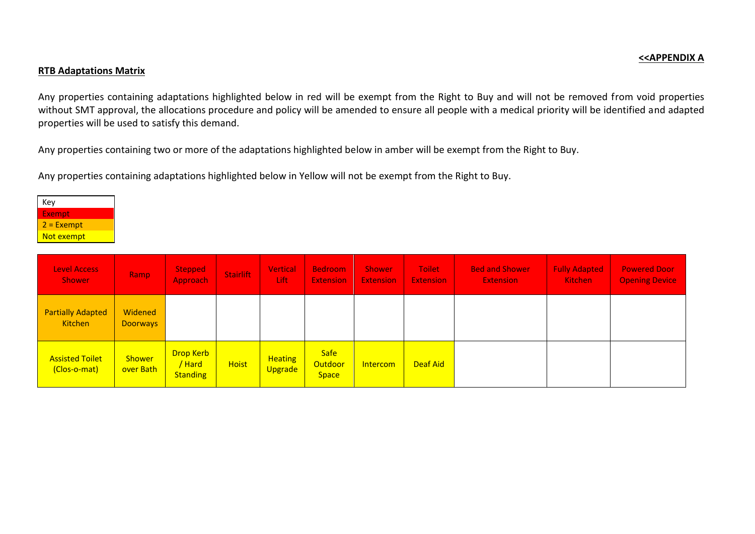**<<APPENDIX A**

**RTB Adaptations Matrix**

Any properties containing adaptations highlighted below in red will be exempt from the Right to Buy and will not be removed from void properties without SMT approval, the allocations procedure and policy will be amended to ensure all people with a medical priority will be identified and adapted properties will be used to satisfy this demand.

Any properties containing two or more of the adaptations highlighted below in amber will be exempt from the Right to Buy.

Any properties containing adaptations highlighted below in Yellow will not be exempt from the Right to Buy.

| Key |
|---|
| Exempt |
| 2 = Exempt |
| Not exempt |

| | | | | | | | | | | |
|---|---|---|---|---|---|---|---|---|---|---|
| Level Access Shower | Ramp | Stepped Approach | Stairlift | Vertical Lift | Bedroom Extension | Shower Extension | Toilet Extension | Bed and Shower Extension | Fully Adapted Kitchen | Powered Door Opening Device |
| Partially Adapted Kitchen | Widened Doorways | | | | | | | | | |
| Assisted Toilet (Clos-o-mat) | Shower over Bath | Drop Kerb / Hard Standing | Hoist | Heating Upgrade | Safe Outdoor Space | Intercom | Deaf Aid | | | |